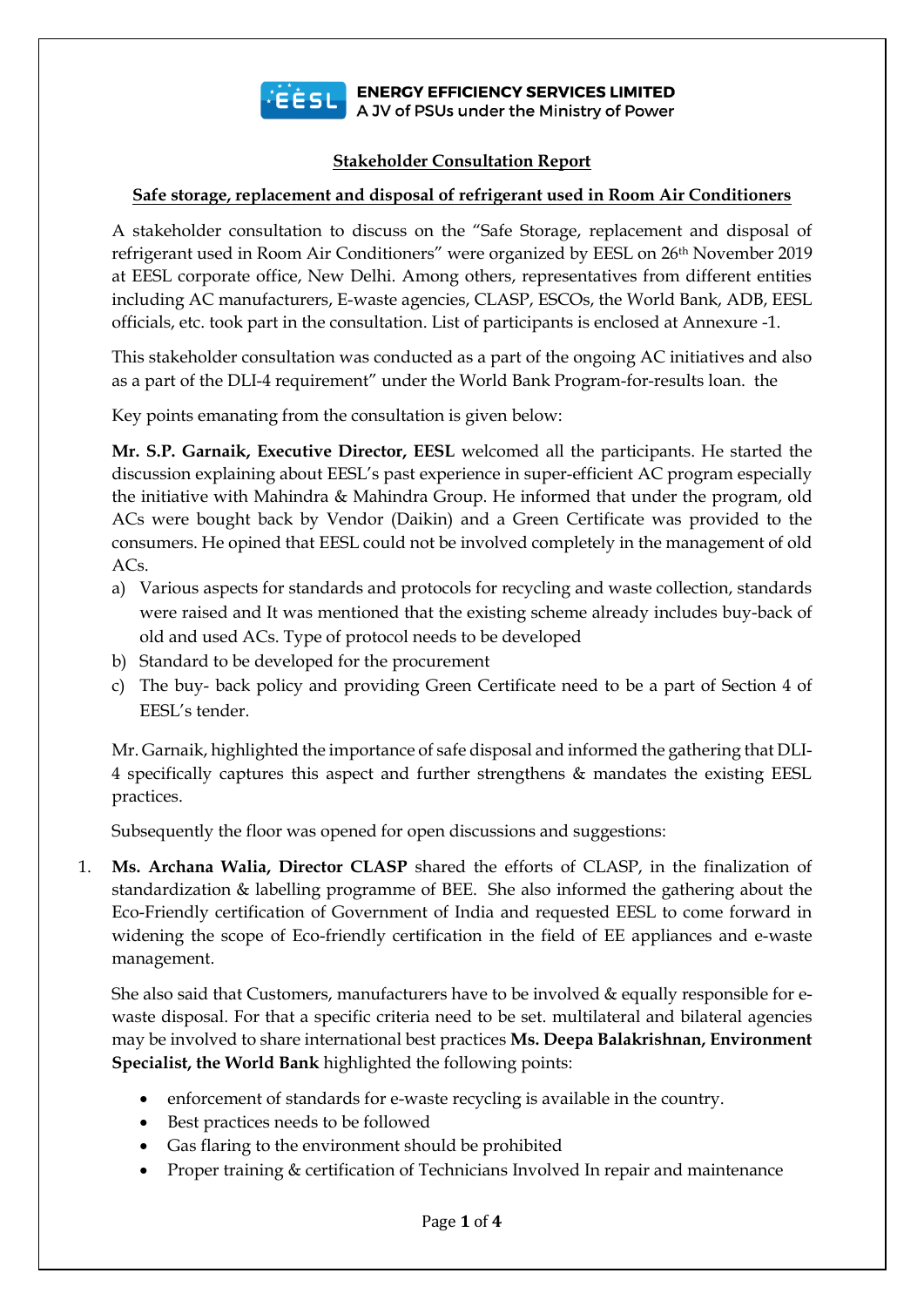**ENERGY EFFICIENCY SERVICES LIMITED**
A JV of PSUs under the Ministry of Power

## Stakeholder Consultation Report

### Safe storage, replacement and disposal of refrigerant used in Room Air Conditioners

A stakeholder consultation to discuss on the "Safe Storage, replacement and disposal of refrigerant used in Room Air Conditioners" were organized by EESL on 26th November 2019 at EESL corporate office, New Delhi. Among others, representatives from different entities including AC manufacturers, E-waste agencies, CLASP, ESCOs, the World Bank, ADB, EESL officials, etc. took part in the consultation. List of participants is enclosed at Annexure -1.

This stakeholder consultation was conducted as a part of the ongoing AC initiatives and also as a part of the DLI-4 requirement" under the World Bank Program-for-results loan. the

Key points emanating from the consultation is given below:

**Mr. S.P. Garnaik, Executive Director, EESL** welcomed all the participants. He started the discussion explaining about EESL's past experience in super-efficient AC program especially the initiative with Mahindra & Mahindra Group. He informed that under the program, old ACs were bought back by Vendor (Daikin) and a Green Certificate was provided to the consumers. He opined that EESL could not be involved completely in the management of old ACs.

a) Various aspects for standards and protocols for recycling and waste collection, standards were raised and It was mentioned that the existing scheme already includes buy-back of old and used ACs. Type of protocol needs to be developed
b) Standard to be developed for the procurement
c) The buy- back policy and providing Green Certificate need to be a part of Section 4 of EESL's tender.

Mr. Garnaik, highlighted the importance of safe disposal and informed the gathering that DLI-4 specifically captures this aspect and further strengthens & mandates the existing EESL practices.

Subsequently the floor was opened for open discussions and suggestions:

1. **Ms. Archana Walia, Director CLASP** shared the efforts of CLASP, in the finalization of standardization & labelling programme of BEE. She also informed the gathering about the Eco-Friendly certification of Government of India and requested EESL to come forward in widening the scope of Eco-friendly certification in the field of EE appliances and e-waste management.

   She also said that Customers, manufacturers have to be involved & equally responsible for e-waste disposal. For that a specific criteria need to be set. multilateral and bilateral agencies may be involved to share international best practices **Ms. Deepa Balakrishnan, Environment Specialist, the World Bank** highlighted the following points:

   - enforcement of standards for e-waste recycling is available in the country.
   - Best practices needs to be followed
   - Gas flaring to the environment should be prohibited
   - Proper training & certification of Technicians Involved In repair and maintenance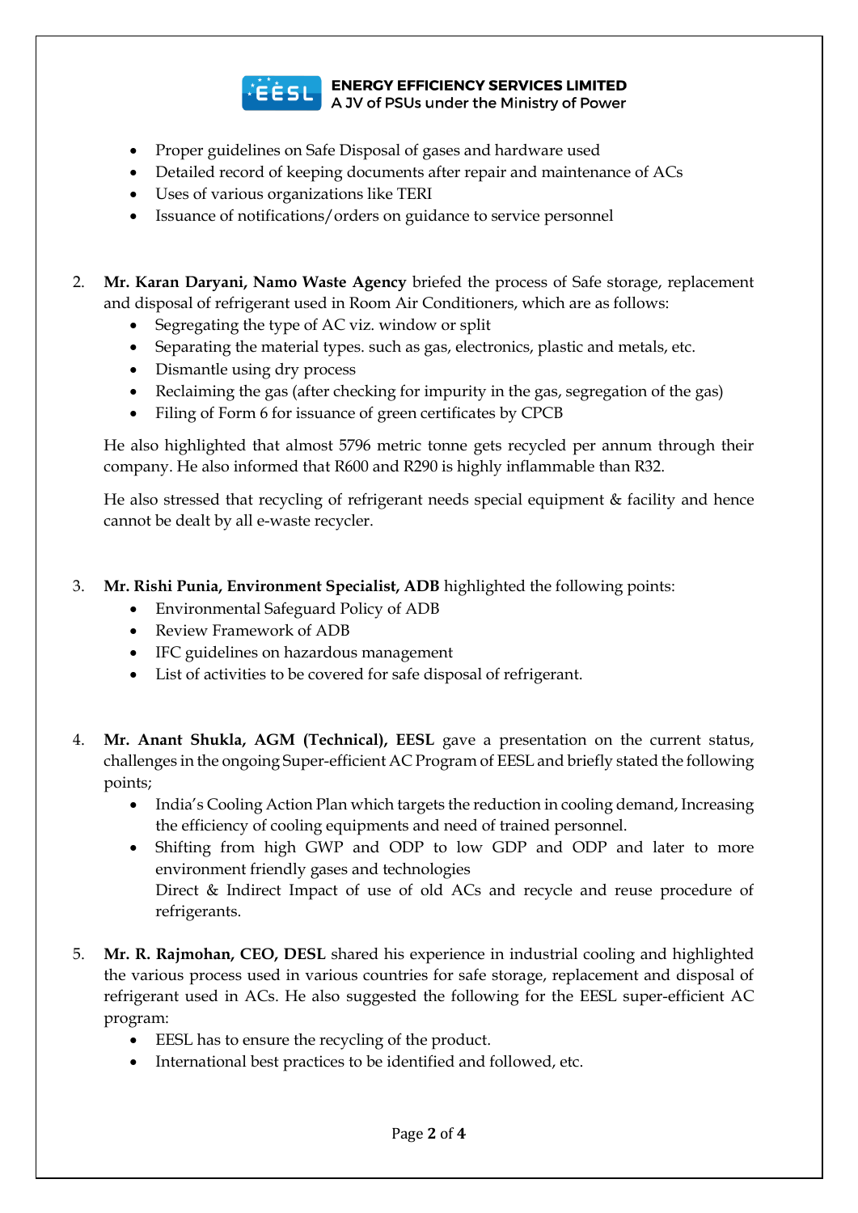- Proper guidelines on Safe Disposal of gases and hardware used
- Detailed record of keeping documents after repair and maintenance of ACs
- Uses of various organizations like TERI
- Issuance of notifications/orders on guidance to service personnel

2. **Mr. Karan Daryani, Namo Waste Agency** briefed the process of Safe storage, replacement and disposal of refrigerant used in Room Air Conditioners, which are as follows:
    - Segregating the type of AC viz. window or split
    - Separating the material types. such as gas, electronics, plastic and metals, etc.
    - Dismantle using dry process
    - Reclaiming the gas (after checking for impurity in the gas, segregation of the gas)
    - Filing of Form 6 for issuance of green certificates by CPCB

    He also highlighted that almost 5796 metric tonne gets recycled per annum through their company. He also informed that R600 and R290 is highly inflammable than R32.

    He also stressed that recycling of refrigerant needs special equipment & facility and hence cannot be dealt by all e-waste recycler.

3. **Mr. Rishi Punia, Environment Specialist, ADB** highlighted the following points:
    - Environmental Safeguard Policy of ADB
    - Review Framework of ADB
    - IFC guidelines on hazardous management
    - List of activities to be covered for safe disposal of refrigerant.

4. **Mr. Anant Shukla, AGM (Technical), EESL** gave a presentation on the current status, challenges in the ongoing Super-efficient AC Program of EESL and briefly stated the following points;
    - India's Cooling Action Plan which targets the reduction in cooling demand, Increasing the efficiency of cooling equipments and need of trained personnel.
    - Shifting from high GWP and ODP to low GDP and ODP and later to more environment friendly gases and technologies
      Direct & Indirect Impact of use of old ACs and recycle and reuse procedure of refrigerants.

5. **Mr. R. Rajmohan, CEO, DESL** shared his experience in industrial cooling and highlighted the various process used in various countries for safe storage, replacement and disposal of refrigerant used in ACs. He also suggested the following for the EESL super-efficient AC program:
    - EESL has to ensure the recycling of the product.
    - International best practices to be identified and followed, etc.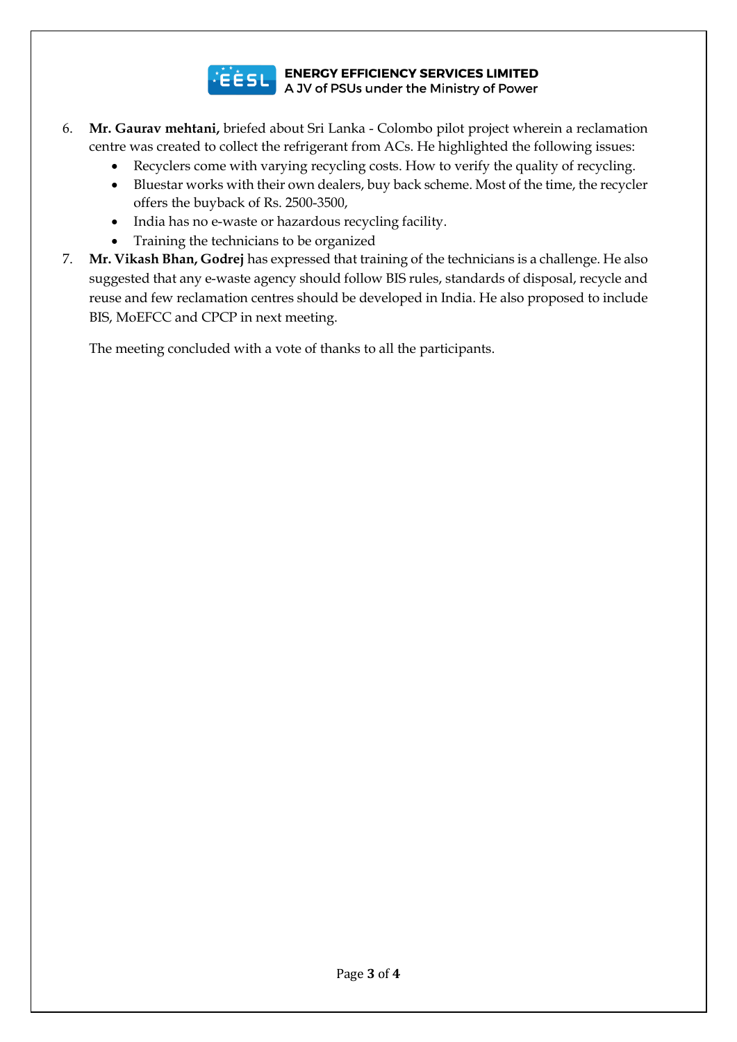6. **Mr. Gaurav mehtani,** briefed about Sri Lanka - Colombo pilot project wherein a reclamation centre was created to collect the refrigerant from ACs. He highlighted the following issues:
    - Recyclers come with varying recycling costs. How to verify the quality of recycling.
    - Bluestar works with their own dealers, buy back scheme. Most of the time, the recycler offers the buyback of Rs. 2500-3500,
    - India has no e-waste or hazardous recycling facility.
    - Training the technicians to be organized
7. **Mr. Vikash Bhan, Godrej** has expressed that training of the technicians is a challenge. He also suggested that any e-waste agency should follow BIS rules, standards of disposal, recycle and reuse and few reclamation centres should be developed in India. He also proposed to include BIS, MoEFCC and CPCP in next meeting.

The meeting concluded with a vote of thanks to all the participants.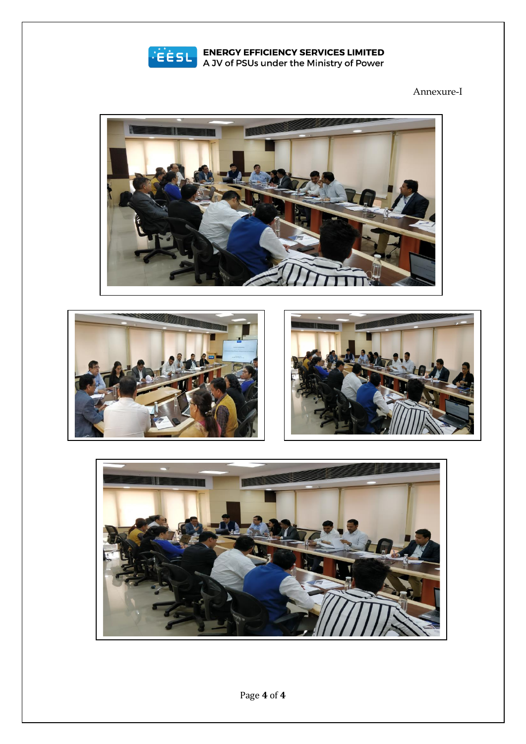Annexure-I